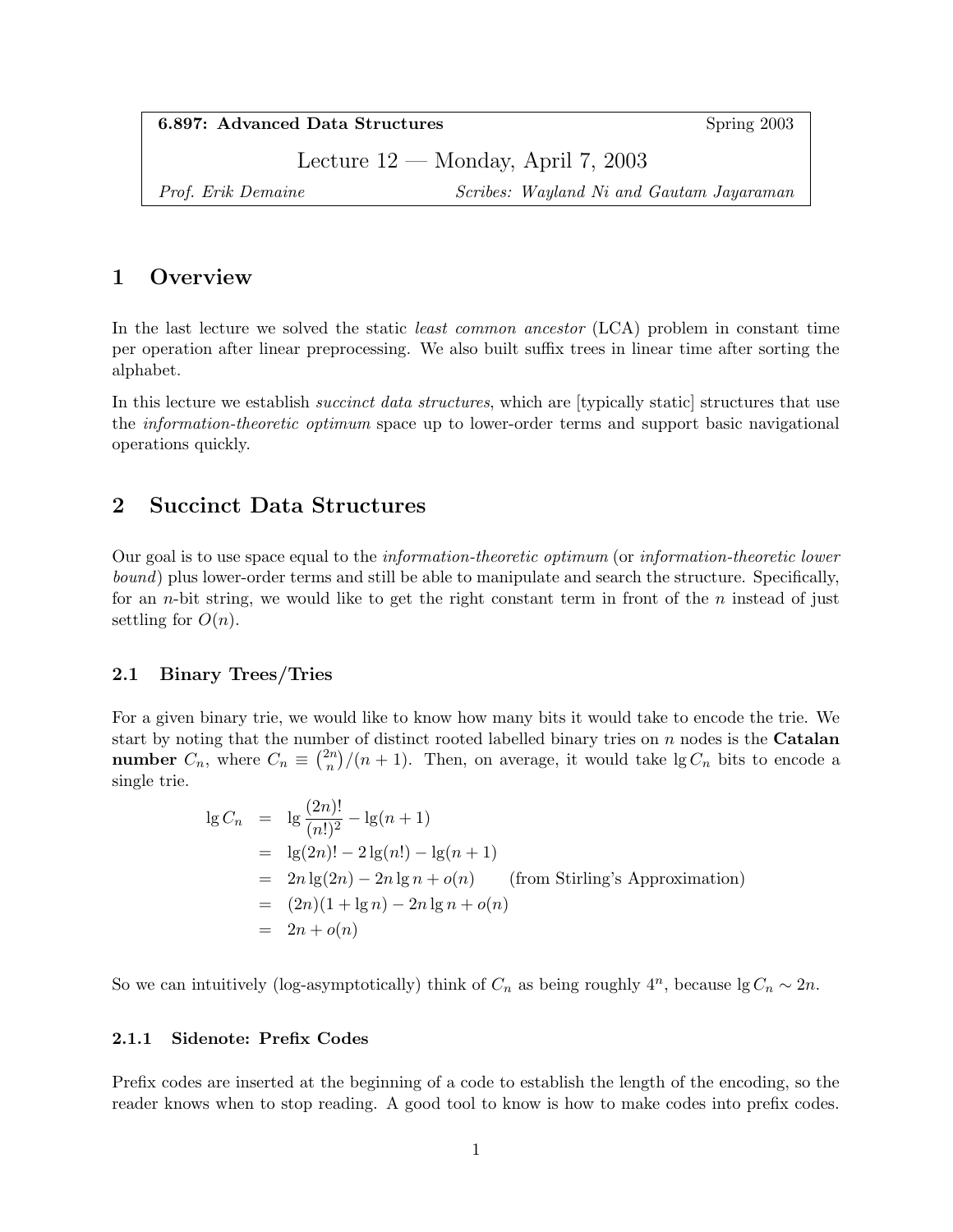**6.897: Advanced Data Structures** Spring 2003

# Lecture 12 — Monday, April 7, 2003

*Prof. Erik Demaine* *Scribes: Wayland Ni and Gautam Jayaraman*

## 1 Overview

In the last lecture we solved the static *least common ancestor* (LCA) problem in constant time per operation after linear preprocessing. We also built suffix trees in linear time after sorting the alphabet.

In this lecture we establish *succinct data structures*, which are [typically static] structures that use the *information-theoretic optimum* space up to lower-order terms and support basic navigational operations quickly.

## 2 Succinct Data Structures

Our goal is to use space equal to the *information-theoretic optimum* (or *information-theoretic lower bound*) plus lower-order terms and still be able to manipulate and search the structure. Specifically, for an $n$-bit string, we would like to get the right constant term in front of the $n$ instead of just settling for $O(n)$.

### 2.1 Binary Trees/Tries

For a given binary trie, we would like to know how many bits it would take to encode the trie. We start by noting that the number of distinct rooted labelled binary tries on $n$ nodes is the **Catalan number** $C_n$, where $C_n \equiv \binom{2n}{n}/(n+1)$. Then, on average, it would take $\lg C_n$ bits to encode a single trie.

$$
\begin{aligned}
\lg C_n &= \lg \frac{(2n)!}{(n!)^2} - \lg(n+1) \\
&= \lg(2n)! - 2\lg(n!) - \lg(n+1) \\
&= 2n\lg(2n) - 2n\lg n + o(n) \qquad \text{(from Stirling's Approximation)} \\
&= (2n)(1 + \lg n) - 2n\lg n + o(n) \\
&= 2n + o(n)
\end{aligned}
$$

So we can intuitively (log-asymptotically) think of $C_n$ as being roughly $4^n$, because $\lg C_n \sim 2n$.

#### 2.1.1 Sidenote: Prefix Codes

Prefix codes are inserted at the beginning of a code to establish the length of the encoding, so the reader knows when to stop reading. A good tool to know is how to make codes into prefix codes.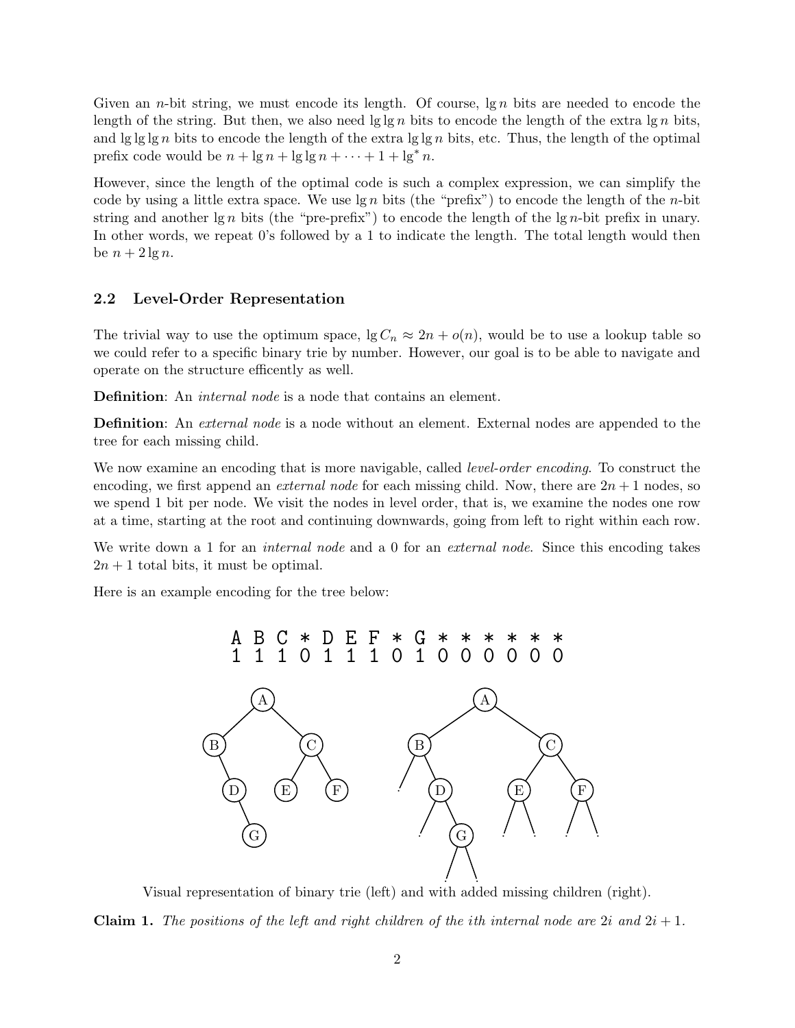Given an $n$-bit string, we must encode its length. Of course, $\lg n$ bits are needed to encode the length of the string. But then, we also need $\lg \lg n$ bits to encode the length of the extra $\lg n$ bits, and $\lg \lg \lg n$ bits to encode the length of the extra $\lg \lg n$ bits, etc. Thus, the length of the optimal prefix code would be $n + \lg n + \lg \lg n + \cdots + 1 + \lg^* n$.

However, since the length of the optimal code is such a complex expression, we can simplify the code by using a little extra space. We use $\lg n$ bits (the "prefix") to encode the length of the $n$-bit string and another $\lg n$ bits (the "pre-prefix") to encode the length of the $\lg n$-bit prefix in unary. In other words, we repeat 0's followed by a 1 to indicate the length. The total length would then be $n + 2 \lg n$.

### 2.2 Level-Order Representation

The trivial way to use the optimum space, $\lg C_n \approx 2n + o(n)$, would be to use a lookup table so we could refer to a specific binary trie by number. However, our goal is to be able to navigate and operate on the structure efficently as well.

**Definition**: An *internal node* is a node that contains an element.

**Definition**: An *external node* is a node without an element. External nodes are appended to the tree for each missing child.

We now examine an encoding that is more navigable, called *level-order encoding*. To construct the encoding, we first append an *external node* for each missing child. Now, there are $2n + 1$ nodes, so we spend 1 bit per node. We visit the nodes in level order, that is, we examine the nodes one row at a time, starting at the root and continuing downwards, going from left to right within each row.

We write down a 1 for an *internal node* and a 0 for an *external node*. Since this encoding takes $2n + 1$ total bits, it must be optimal.

Here is an example encoding for the tree below:

```
A B C * D E F * G * * * * * *
1 1 1 0 1 1 1 0 1 0 0 0 0 0 0
```

Visual representation of binary trie (left) and with added missing children (right).

**Claim 1.** *The positions of the left and right children of the ith internal node are $2i$ and $2i + 1$.*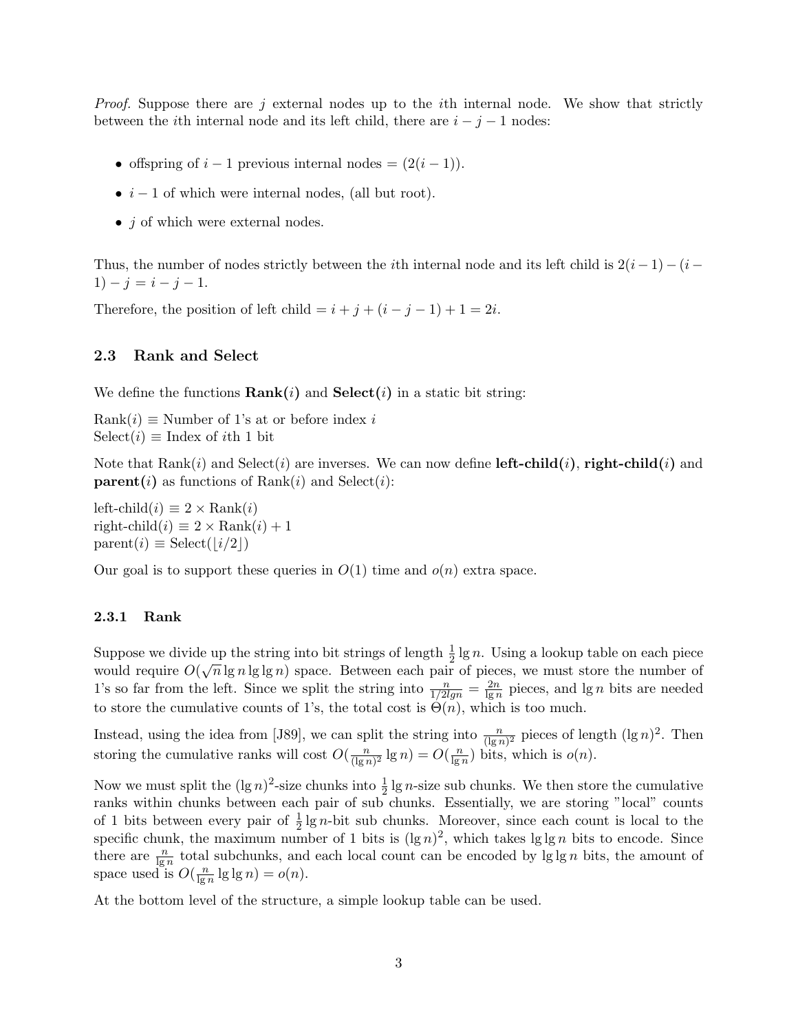*Proof.* Suppose there are $j$ external nodes up to the $i$th internal node. We show that strictly between the $i$th internal node and its left child, there are $i - j - 1$ nodes:

- offspring of $i - 1$ previous internal nodes $= (2(i-1))$.
- $i - 1$ of which were internal nodes, (all but root).
- $j$ of which were external nodes.

Thus, the number of nodes strictly between the $i$th internal node and its left child is $2(i-1) - (i-1) - j = i - j - 1$.

Therefore, the position of left child $= i + j + (i - j - 1) + 1 = 2i$.

### 2.3 Rank and Select

We define the functions **Rank($i$)** and **Select($i$)** in a static bit string:

Rank($i$) $\equiv$ Number of 1's at or before index $i$
Select($i$) $\equiv$ Index of $i$th 1 bit

Note that Rank($i$) and Select($i$) are inverses. We can now define **left-child($i$)**, **right-child($i$)** and **parent($i$)** as functions of Rank($i$) and Select($i$):

left-child($i$) $\equiv 2 \times$ Rank($i$)
right-child($i$) $\equiv 2 \times$ Rank($i$) $+ 1$
parent($i$) $\equiv$ Select($\lfloor i/2 \rfloor$)

Our goal is to support these queries in $O(1)$ time and $o(n)$ extra space.

#### 2.3.1 Rank

Suppose we divide up the string into bit strings of length $\frac{1}{2}\lg n$. Using a lookup table on each piece would require $O(\sqrt{n}\lg n \lg\lg n)$ space. Between each pair of pieces, we must store the number of 1's so far from the left. Since we split the string into $\frac{n}{1/2 lgn} = \frac{2n}{\lg n}$ pieces, and $\lg n$ bits are needed to store the cumulative counts of 1's, the total cost is $\Theta(n)$, which is too much.

Instead, using the idea from [J89], we can split the string into $\frac{n}{(\lg n)^2}$ pieces of length $(\lg n)^2$. Then storing the cumulative ranks will cost $O(\frac{n}{(\lg n)^2}\lg n) = O(\frac{n}{\lg n})$ bits, which is $o(n)$.

Now we must split the $(\lg n)^2$-size chunks into $\frac{1}{2}\lg n$-size sub chunks. We then store the cumulative ranks within chunks between each pair of sub chunks. Essentially, we are storing "local" counts of 1 bits between every pair of $\frac{1}{2}\lg n$-bit sub chunks. Moreover, since each count is local to the specific chunk, the maximum number of 1 bits is $(\lg n)^2$, which takes $\lg\lg n$ bits to encode. Since there are $\frac{n}{\lg n}$ total subchunks, and each local count can be encoded by $\lg\lg n$ bits, the amount of space used is $O(\frac{n}{\lg n}\lg\lg n) = o(n)$.

At the bottom level of the structure, a simple lookup table can be used.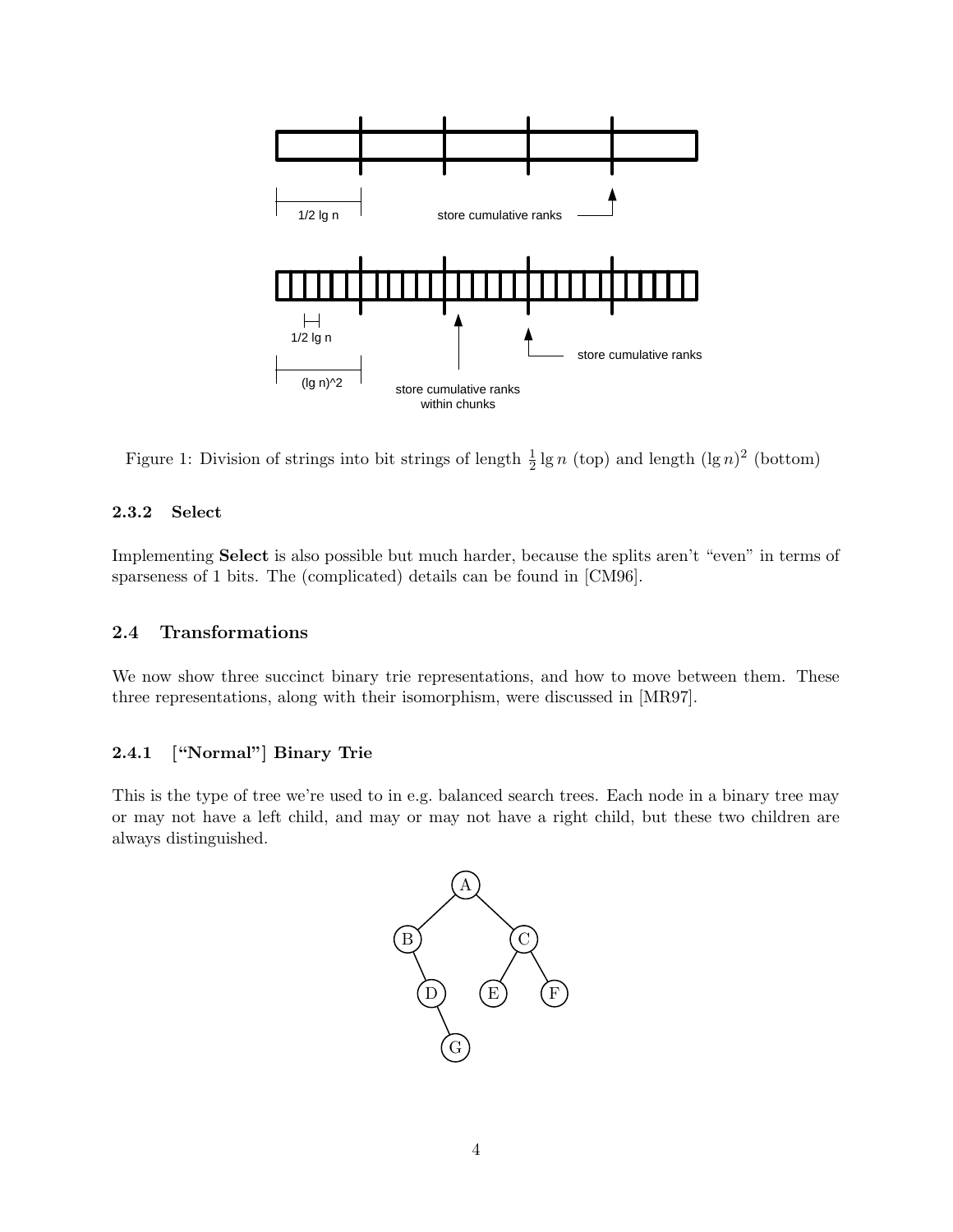Figure 1: Division of strings into bit strings of length $\frac{1}{2}\lg n$ (top) and length $(\lg n)^2$ (bottom)

### 2.3.2 Select

Implementing **Select** is also possible but much harder, because the splits aren't "even" in terms of sparseness of 1 bits. The (complicated) details can be found in [CM96].

## 2.4 Transformations

We now show three succinct binary trie representations, and how to move between them. These three representations, along with their isomorphism, were discussed in [MR97].

### 2.4.1 ["Normal"] Binary Trie

This is the type of tree we're used to in e.g. balanced search trees. Each node in a binary tree may or may not have a left child, and may or may not have a right child, but these two children are always distinguished.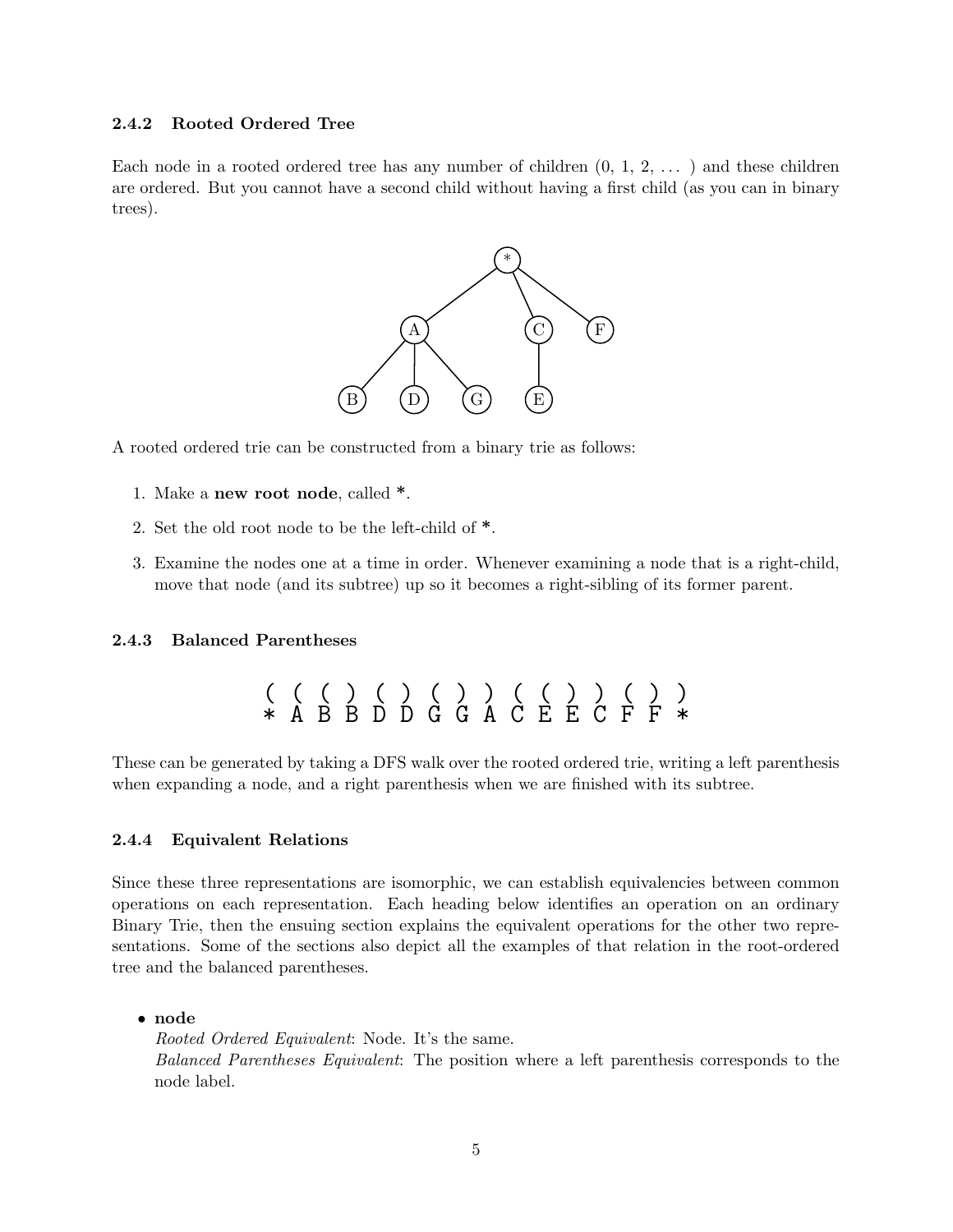### 2.4.2 Rooted Ordered Tree

Each node in a rooted ordered tree has any number of children (0, 1, 2, ... ) and these children are ordered. But you cannot have a second child without having a first child (as you can in binary trees).

A rooted ordered trie can be constructed from a binary trie as follows:

1. Make a **new root node**, called *.
2. Set the old root node to be the left-child of *.
3. Examine the nodes one at a time in order. Whenever examining a node that is a right-child, move that node (and its subtree) up so it becomes a right-sibling of its former parent.

### 2.4.3 Balanced Parentheses

```
( ( ( ) ( ) ( ) ) ( ( ) ) ( ) )
* A B B D D G G A C E E C F F *
```

These can be generated by taking a DFS walk over the rooted ordered trie, writing a left parenthesis when expanding a node, and a right parenthesis when we are finished with its subtree.

### 2.4.4 Equivalent Relations

Since these three representations are isomorphic, we can establish equivalencies between common operations on each representation. Each heading below identifies an operation on an ordinary Binary Trie, then the ensuing section explains the equivalent operations for the other two representations. Some of the sections also depict all the examples of that relation in the root-ordered tree and the balanced parentheses.

- **node**
  *Rooted Ordered Equivalent*: Node. It's the same.
  *Balanced Parentheses Equivalent*: The position where a left parenthesis corresponds to the node label.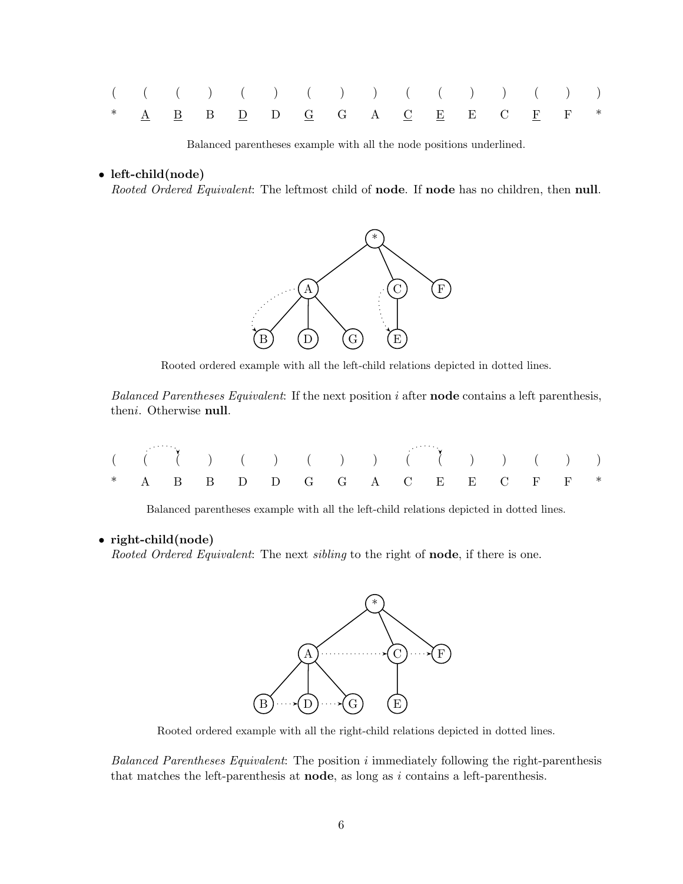| ( | ( | ( | ) | ( | ) | ( | ) | ) | ( | ( | ) | ) | ( | ) | ) |
|---|---|---|---|---|---|---|---|---|---|---|---|---|---|---|---|
| * | <u>A</u> | <u>B</u> | B | <u>D</u> | D | <u>G</u> | G | A | <u>C</u> | <u>E</u> | E | C | <u>F</u> | F | * |

Balanced parentheses example with all the node positions underlined.

- **left-child(node)**
  *Rooted Ordered Equivalent*: The leftmost child of **node**. If **node** has no children, then **null**.

Rooted ordered example with all the left-child relations depicted in dotted lines.

*Balanced Parentheses Equivalent*: If the next position $i$ after **node** contains a left parenthesis, then$i$. Otherwise **null**.

| ( | ( | ( | ) | ( | ) | ( | ) | ) | ( | ( | ) | ) | ( | ) | ) |
|---|---|---|---|---|---|---|---|---|---|---|---|---|---|---|---|
| * | A | B | B | D | D | G | G | A | C | E | E | C | F | F | * |

Balanced parentheses example with all the left-child relations depicted in dotted lines.

- **right-child(node)**
  *Rooted Ordered Equivalent*: The next *sibling* to the right of **node**, if there is one.

Rooted ordered example with all the right-child relations depicted in dotted lines.

*Balanced Parentheses Equivalent*: The position $i$ immediately following the right-parenthesis that matches the left-parenthesis at **node**, as long as $i$ contains a left-parenthesis.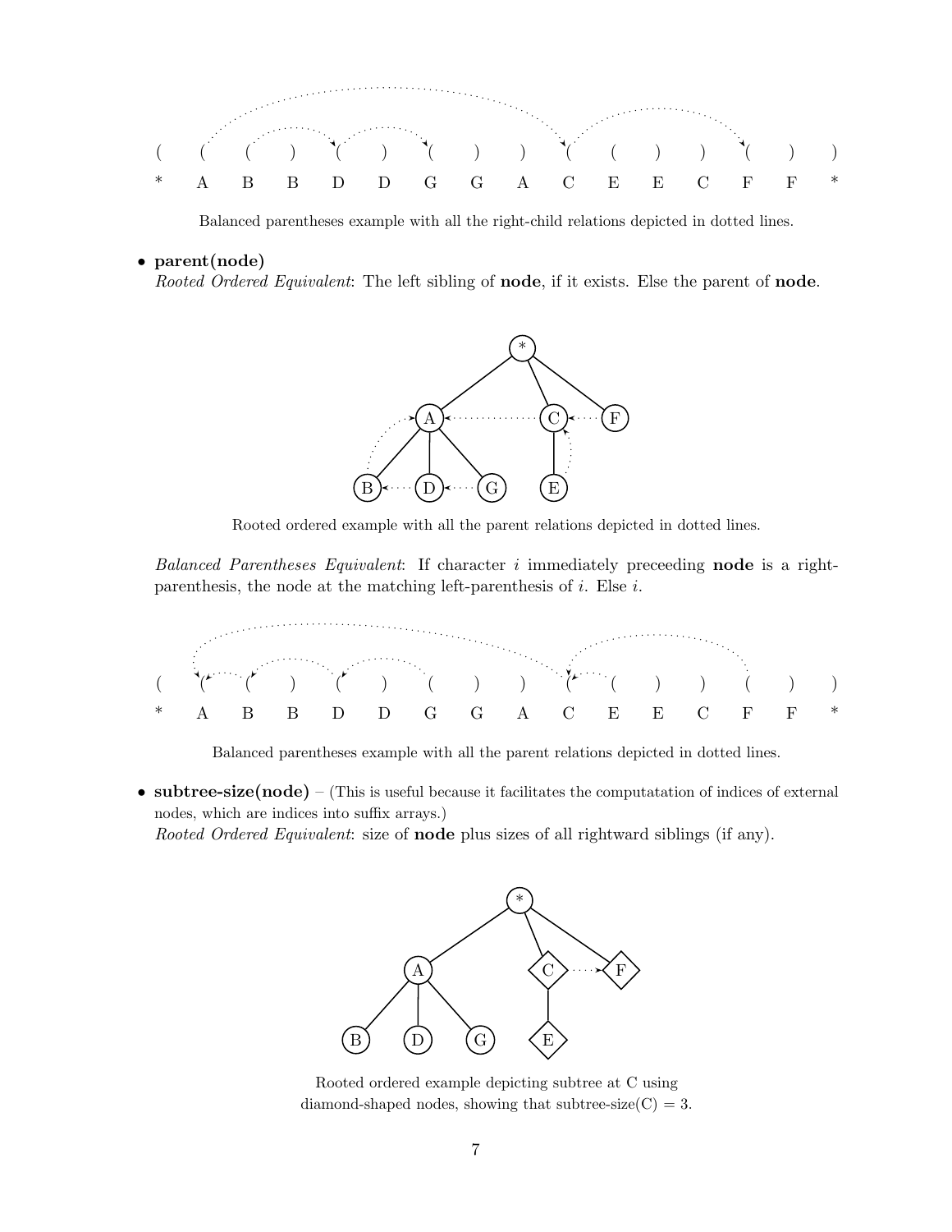( ( ( ) ( ) ( ) ) ( ( ) ) ( ) )

\* A B B D D G G A C E E C F F \*

Balanced parentheses example with all the right-child relations depicted in dotted lines.

- **parent(node)**
  *Rooted Ordered Equivalent*: The left sibling of **node**, if it exists. Else the parent of **node**.

Rooted ordered example with all the parent relations depicted in dotted lines.

*Balanced Parentheses Equivalent*: If character $i$ immediately preceeding **node** is a right-parenthesis, the node at the matching left-parenthesis of $i$. Else $i$.

( ( ( ) ( ) ( ) ) ( ( ) ) ( ) )

\* A B B D D G G A C E E C F F \*

Balanced parentheses example with all the parent relations depicted in dotted lines.

- **subtree-size(node)** – (This is useful because it facilitates the computatation of indices of external nodes, which are indices into suffix arrays.)
  *Rooted Ordered Equivalent*: size of **node** plus sizes of all rightward siblings (if any).

Rooted ordered example depicting subtree at C using diamond-shaped nodes, showing that subtree-size(C) = 3.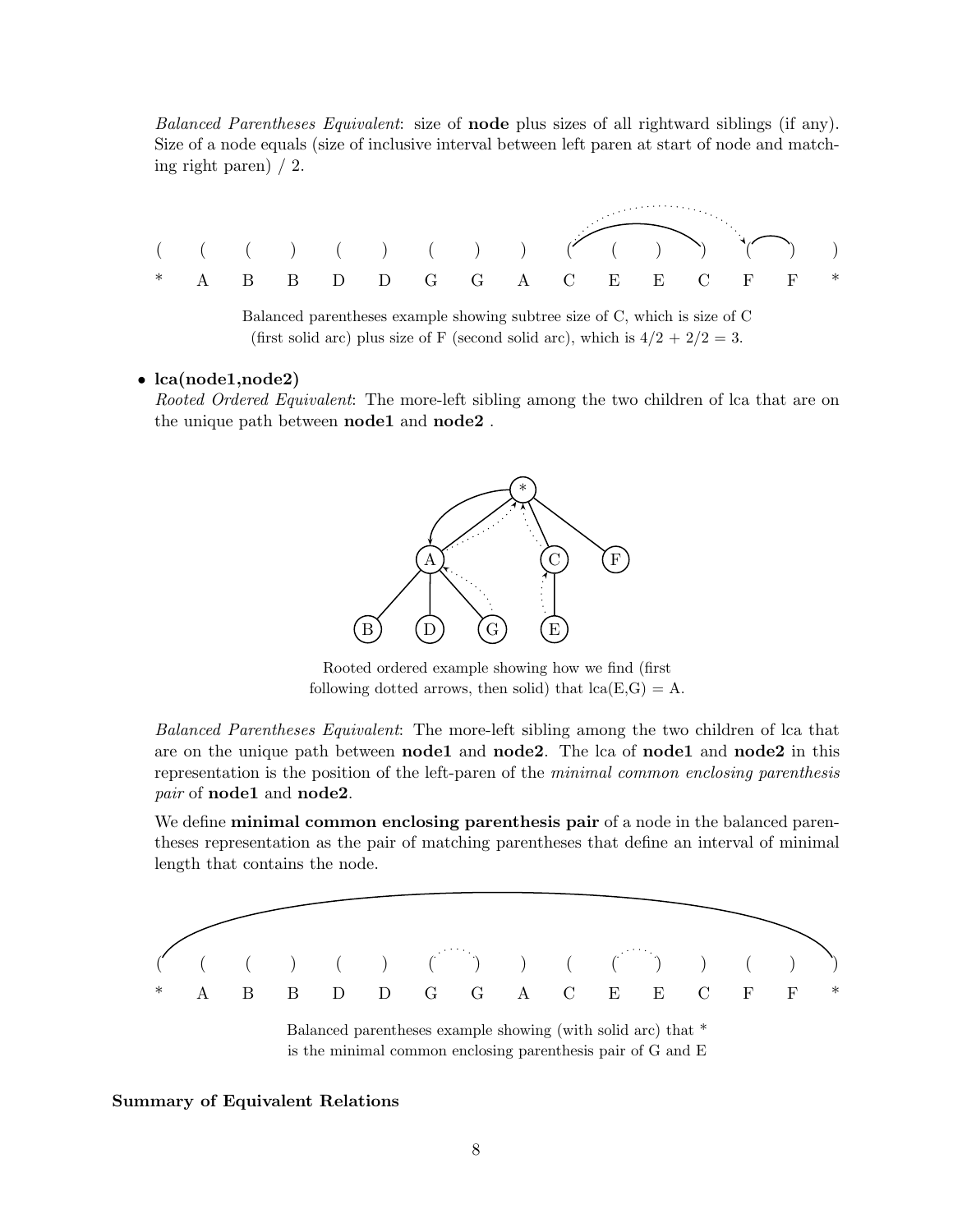*Balanced Parentheses Equivalent*: size of **node** plus sizes of all rightward siblings (if any). Size of a node equals (size of inclusive interval between left paren at start of node and matching right paren) / 2.

```
(  (  (  )  (  )  (  )  )  (  (  )  )  (  )  )
*  A  B  B  D  D  G  G  A  C  E  E  C  F  F  *
```

Balanced parentheses example showing subtree size of C, which is size of C (first solid arc) plus size of F (second solid arc), which is 4/2 + 2/2 = 3.

- **lca(node1,node2)**
  *Rooted Ordered Equivalent*: The more-left sibling among the two children of lca that are on the unique path between **node1** and **node2** .

Rooted ordered example showing how we find (first following dotted arrows, then solid) that lca(E,G) = A.

*Balanced Parentheses Equivalent*: The more-left sibling among the two children of lca that are on the unique path between **node1** and **node2**. The lca of **node1** and **node2** in this representation is the position of the left-paren of the *minimal common enclosing parenthesis pair* of **node1** and **node2**.

We define **minimal common enclosing parenthesis pair** of a node in the balanced parentheses representation as the pair of matching parentheses that define an interval of minimal length that contains the node.

```
(  (  (  )  (  )  (  )  )  (  (  )  )  (  )  )
*  A  B  B  D  D  G  G  A  C  E  E  C  F  F  *
```

Balanced parentheses example showing (with solid arc) that * is the minimal common enclosing parenthesis pair of G and E

**Summary of Equivalent Relations**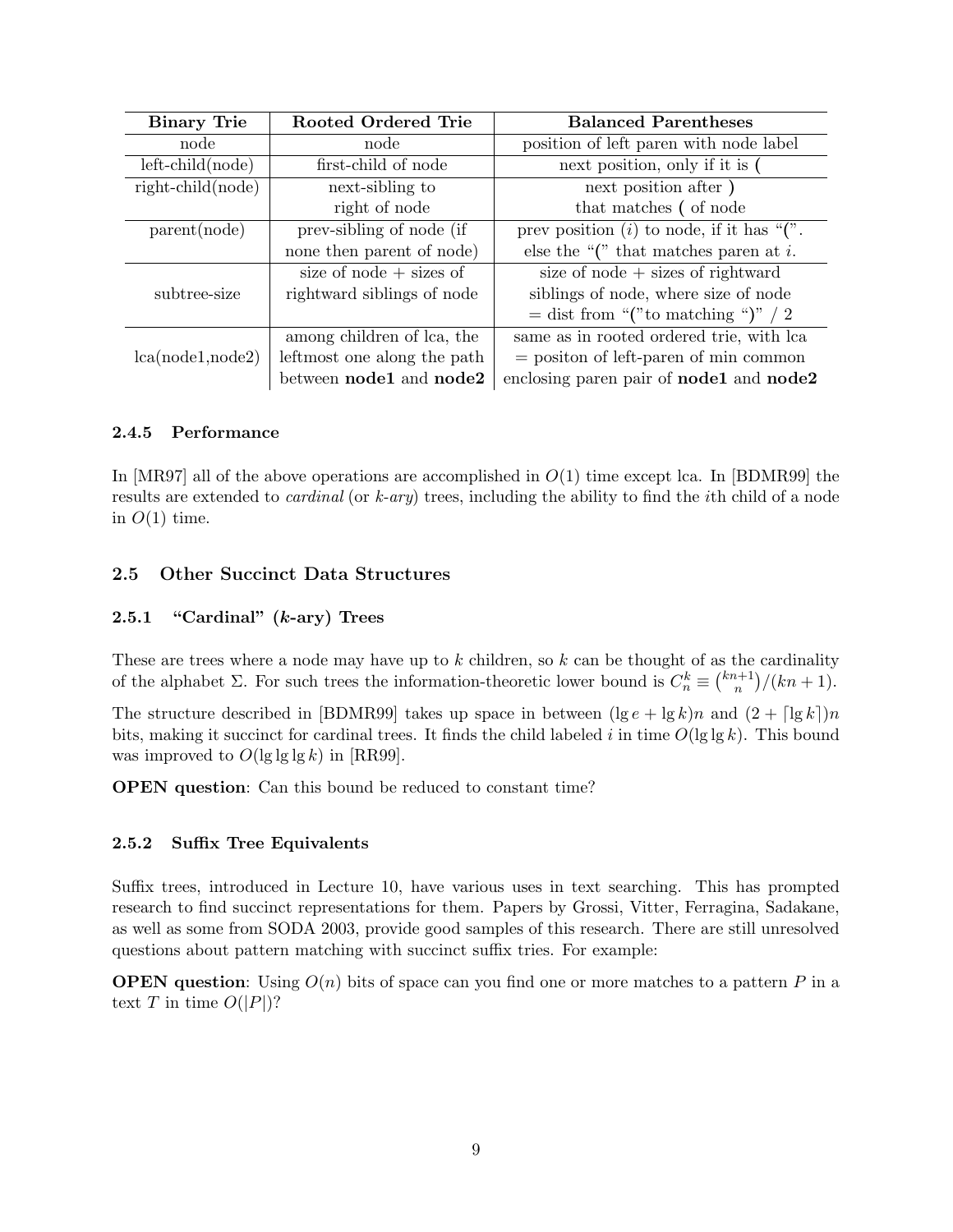| Binary Trie | Rooted Ordered Trie | Balanced Parentheses |
|---|---|---|
| node | node | position of left paren with node label |
| left-child(node) | first-child of node | next position, only if it is **(** |
| right-child(node) | next-sibling to right of node | next position after **)** that matches **(** of node |
| parent(node) | prev-sibling of node (if none then parent of node) | prev position ($i$) to node, if it has "(". else the "(" that matches paren at $i$. |
| subtree-size | size of node + sizes of rightward siblings of node | size of node + sizes of rightward siblings of node, where size of node = dist from "("to matching ")" / 2 |
| lca(node1,node2) | among children of lca, the leftmost one along the path between **node1** and **node2** | same as in rooted ordered trie, with lca = positon of left-paren of min common enclosing paren pair of **node1** and **node2** |

#### 2.4.5 Performance

In [MR97] all of the above operations are accomplished in $O(1)$ time except lca. In [BDMR99] the results are extended to *cardinal* (or *k-ary*) trees, including the ability to find the $i$th child of a node in $O(1)$ time.

### 2.5 Other Succinct Data Structures

#### 2.5.1 "Cardinal" ($k$-ary) Trees

These are trees where a node may have up to $k$ children, so $k$ can be thought of as the cardinality of the alphabet $\Sigma$. For such trees the information-theoretic lower bound is $C_n^k \equiv \binom{kn+1}{n}/(kn+1)$.

The structure described in [BDMR99] takes up space in between $(\lg e + \lg k)n$ and $(2 + \lceil \lg k \rceil)n$ bits, making it succinct for cardinal trees. It finds the child labeled $i$ in time $O(\lg \lg k)$. This bound was improved to $O(\lg \lg \lg k)$ in [RR99].

**OPEN question**: Can this bound be reduced to constant time?

#### 2.5.2 Suffix Tree Equivalents

Suffix trees, introduced in Lecture 10, have various uses in text searching. This has prompted research to find succinct representations for them. Papers by Grossi, Vitter, Ferragina, Sadakane, as well as some from SODA 2003, provide good samples of this research. There are still unresolved questions about pattern matching with succinct suffix tries. For example:

**OPEN question**: Using $O(n)$ bits of space can you find one or more matches to a pattern $P$ in a text $T$ in time $O(|P|)$?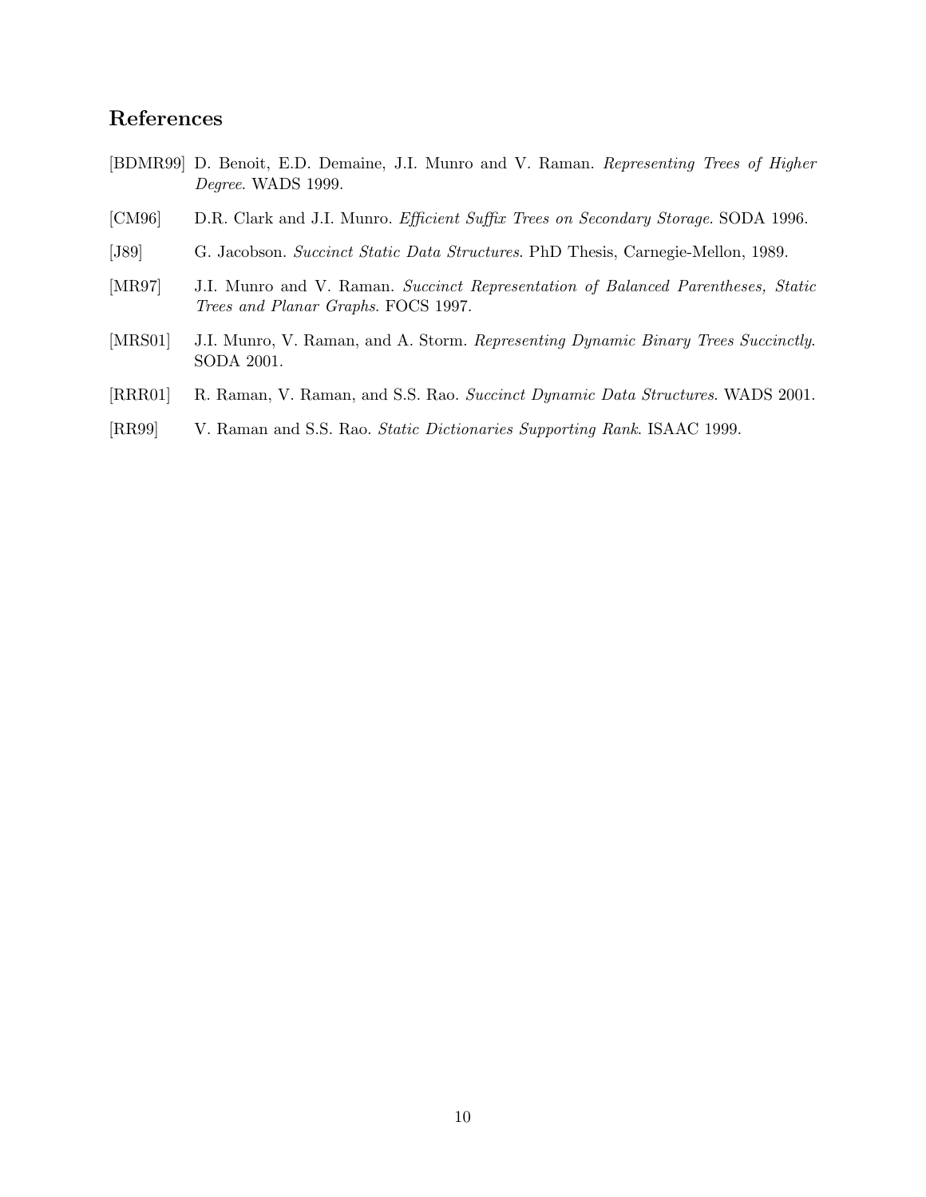## References

[BDMR99] D. Benoit, E.D. Demaine, J.I. Munro and V. Raman. *Representing Trees of Higher Degree*. WADS 1999.

[CM96] D.R. Clark and J.I. Munro. *Efficient Suffix Trees on Secondary Storage*. SODA 1996.

[J89] G. Jacobson. *Succinct Static Data Structures*. PhD Thesis, Carnegie-Mellon, 1989.

[MR97] J.I. Munro and V. Raman. *Succinct Representation of Balanced Parentheses, Static Trees and Planar Graphs*. FOCS 1997.

[MRS01] J.I. Munro, V. Raman, and A. Storm. *Representing Dynamic Binary Trees Succinctly*. SODA 2001.

[RRR01] R. Raman, V. Raman, and S.S. Rao. *Succinct Dynamic Data Structures*. WADS 2001.

[RR99] V. Raman and S.S. Rao. *Static Dictionaries Supporting Rank*. ISAAC 1999.